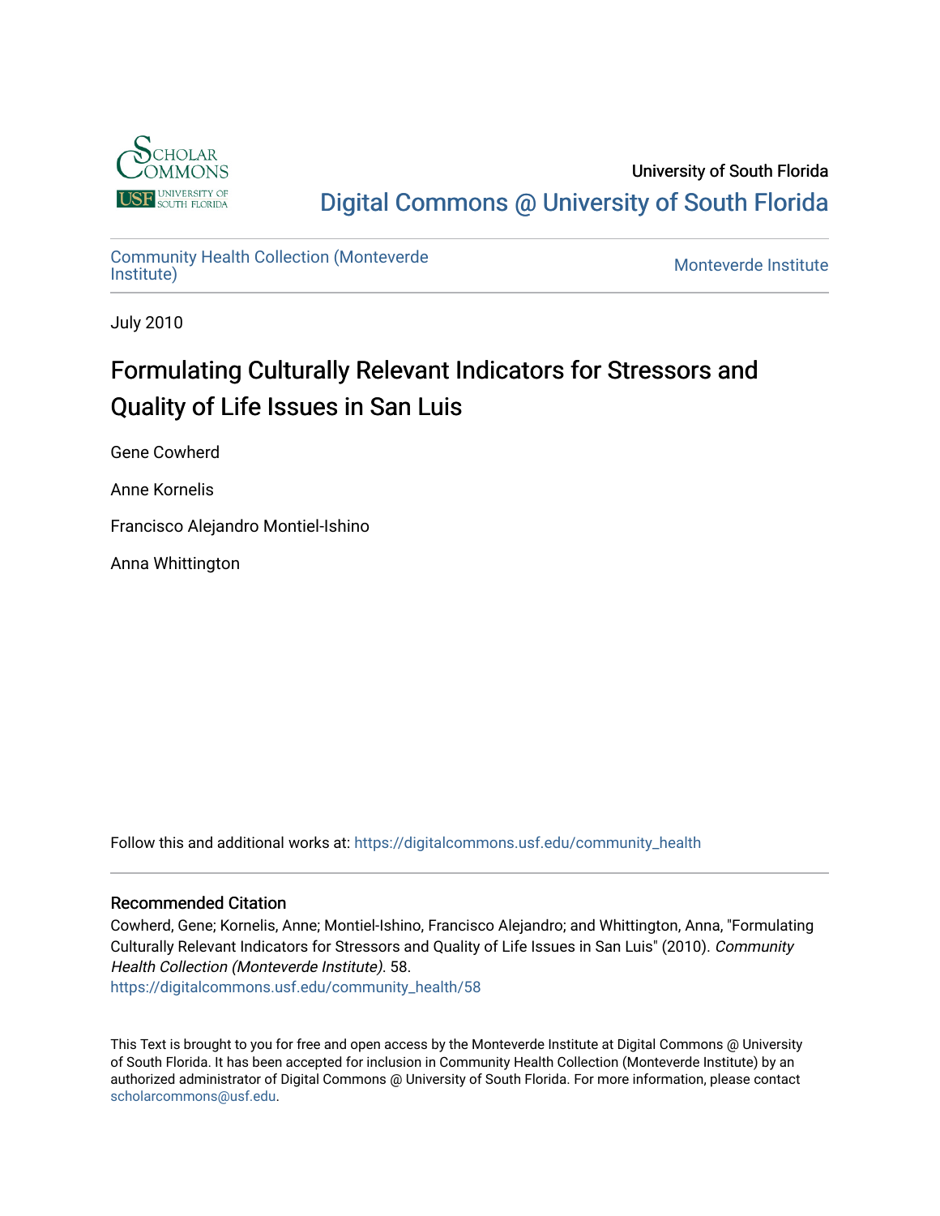University of South Florida

Digital Commons @ University of South Florida

Community Health Collection (Monteverde Institute) | Monteverde Institute

July 2010

# Formulating Culturally Relevant Indicators for Stressors and Quality of Life Issues in San Luis

Gene Cowherd

Anne Kornelis

Francisco Alejandro Montiel-Ishino

Anna Whittington

Follow this and additional works at: https://digitalcommons.usf.edu/community_health

## Recommended Citation

Cowherd, Gene; Kornelis, Anne; Montiel-Ishino, Francisco Alejandro; and Whittington, Anna, "Formulating Culturally Relevant Indicators for Stressors and Quality of Life Issues in San Luis" (2010). *Community Health Collection (Monteverde Institute)*. 58.
https://digitalcommons.usf.edu/community_health/58

This Text is brought to you for free and open access by the Monteverde Institute at Digital Commons @ University of South Florida. It has been accepted for inclusion in Community Health Collection (Monteverde Institute) by an authorized administrator of Digital Commons @ University of South Florida. For more information, please contact scholarcommons@usf.edu.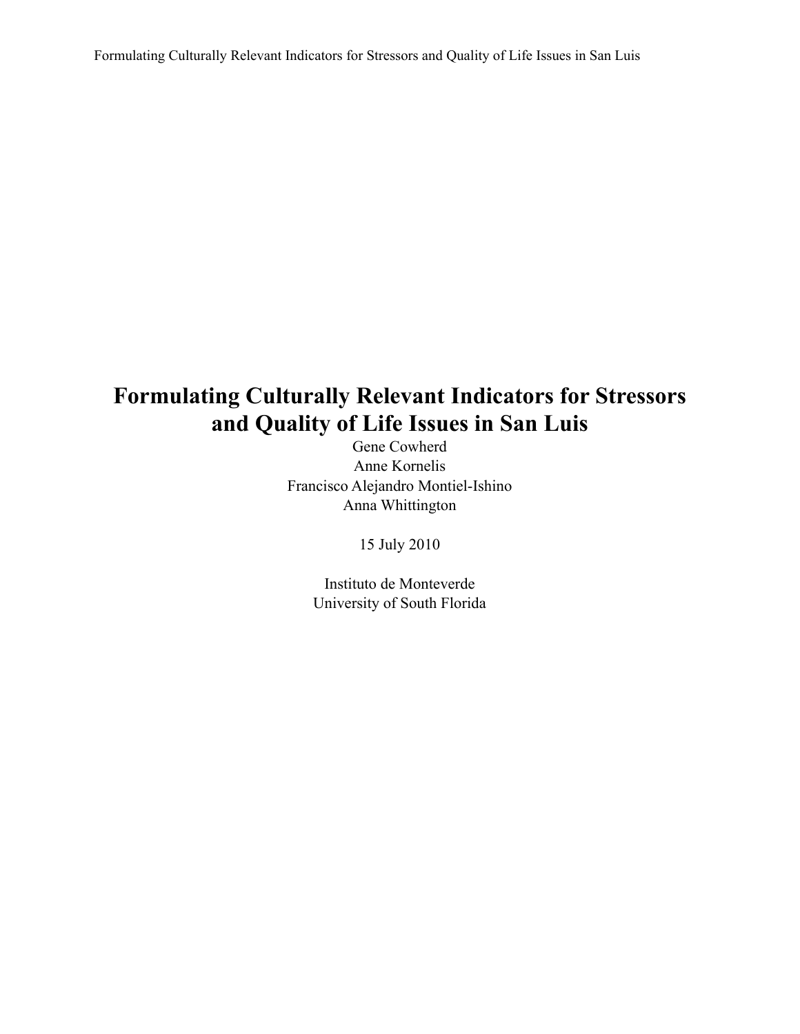# Formulating Culturally Relevant Indicators for Stressors and Quality of Life Issues in San Luis

Gene Cowherd
Anne Kornelis
Francisco Alejandro Montiel-Ishino
Anna Whittington

15 July 2010

Instituto de Monteverde
University of South Florida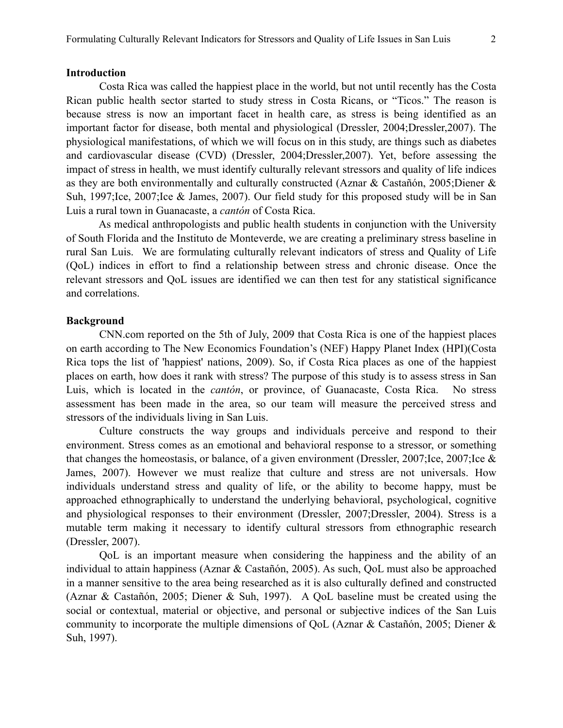## Introduction

Costa Rica was called the happiest place in the world, but not until recently has the Costa Rican public health sector started to study stress in Costa Ricans, or "Ticos." The reason is because stress is now an important facet in health care, as stress is being identified as an important factor for disease, both mental and physiological (Dressler, 2004;Dressler,2007). The physiological manifestations, of which we will focus on in this study, are things such as diabetes and cardiovascular disease (CVD) (Dressler, 2004;Dressler,2007). Yet, before assessing the impact of stress in health, we must identify culturally relevant stressors and quality of life indices as they are both environmentally and culturally constructed (Aznar & Castañón, 2005;Diener & Suh, 1997;Ice, 2007;Ice & James, 2007). Our field study for this proposed study will be in San Luis a rural town in Guanacaste, a *cantón* of Costa Rica.

As medical anthropologists and public health students in conjunction with the University of South Florida and the Instituto de Monteverde, we are creating a preliminary stress baseline in rural San Luis. We are formulating culturally relevant indicators of stress and Quality of Life (QoL) indices in effort to find a relationship between stress and chronic disease. Once the relevant stressors and QoL issues are identified we can then test for any statistical significance and correlations.

## Background

CNN.com reported on the 5th of July, 2009 that Costa Rica is one of the happiest places on earth according to The New Economics Foundation's (NEF) Happy Planet Index (HPI)(Costa Rica tops the list of 'happiest' nations, 2009). So, if Costa Rica places as one of the happiest places on earth, how does it rank with stress? The purpose of this study is to assess stress in San Luis, which is located in the *cantón*, or province, of Guanacaste, Costa Rica. No stress assessment has been made in the area, so our team will measure the perceived stress and stressors of the individuals living in San Luis.

Culture constructs the way groups and individuals perceive and respond to their environment. Stress comes as an emotional and behavioral response to a stressor, or something that changes the homeostasis, or balance, of a given environment (Dressler, 2007;Ice, 2007;Ice & James, 2007). However we must realize that culture and stress are not universals. How individuals understand stress and quality of life, or the ability to become happy, must be approached ethnographically to understand the underlying behavioral, psychological, cognitive and physiological responses to their environment (Dressler, 2007;Dressler, 2004). Stress is a mutable term making it necessary to identify cultural stressors from ethnographic research (Dressler, 2007).

QoL is an important measure when considering the happiness and the ability of an individual to attain happiness (Aznar & Castañón, 2005). As such, QoL must also be approached in a manner sensitive to the area being researched as it is also culturally defined and constructed (Aznar & Castañón, 2005; Diener & Suh, 1997). A QoL baseline must be created using the social or contextual, material or objective, and personal or subjective indices of the San Luis community to incorporate the multiple dimensions of QoL (Aznar & Castañón, 2005; Diener & Suh, 1997).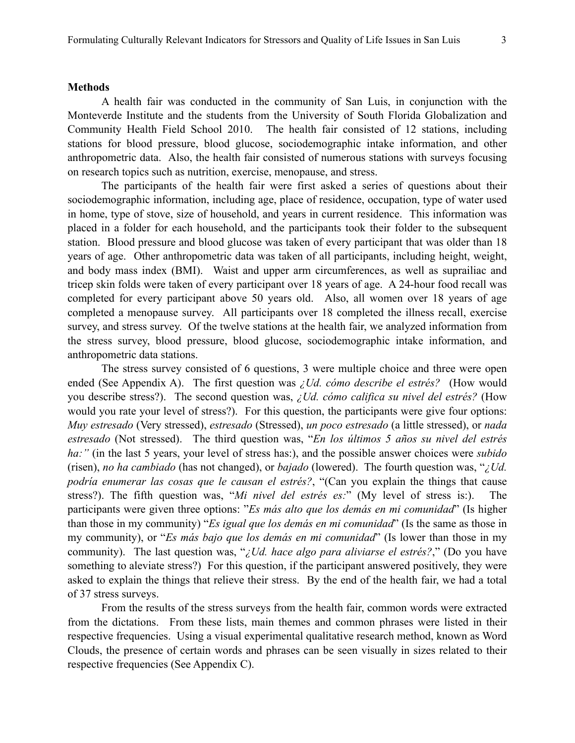**Methods**

A health fair was conducted in the community of San Luis, in conjunction with the Monteverde Institute and the students from the University of South Florida Globalization and Community Health Field School 2010. The health fair consisted of 12 stations, including stations for blood pressure, blood glucose, sociodemographic intake information, and other anthropometric data. Also, the health fair consisted of numerous stations with surveys focusing on research topics such as nutrition, exercise, menopause, and stress.

The participants of the health fair were first asked a series of questions about their sociodemographic information, including age, place of residence, occupation, type of water used in home, type of stove, size of household, and years in current residence. This information was placed in a folder for each household, and the participants took their folder to the subsequent station. Blood pressure and blood glucose was taken of every participant that was older than 18 years of age. Other anthropometric data was taken of all participants, including height, weight, and body mass index (BMI). Waist and upper arm circumferences, as well as suprailiac and tricep skin folds were taken of every participant over 18 years of age. A 24-hour food recall was completed for every participant above 50 years old. Also, all women over 18 years of age completed a menopause survey. All participants over 18 completed the illness recall, exercise survey, and stress survey. Of the twelve stations at the health fair, we analyzed information from the stress survey, blood pressure, blood glucose, sociodemographic intake information, and anthropometric data stations.

The stress survey consisted of 6 questions, 3 were multiple choice and three were open ended (See Appendix A). The first question was *¿Ud. cómo describe el estrés?* (How would you describe stress?). The second question was, *¿Ud. cómo califica su nivel del estrés?* (How would you rate your level of stress?). For this question, the participants were give four options: *Muy estresado* (Very stressed), *estresado* (Stressed), *un poco estresado* (a little stressed), or *nada estresado* (Not stressed). The third question was, "*En los últimos 5 años su nivel del estrés ha:"* (in the last 5 years, your level of stress has:), and the possible answer choices were *subido* (risen), *no ha cambiado* (has not changed), or *bajado* (lowered). The fourth question was, "*¿Ud. podría enumerar las cosas que le causan el estrés?*, "(Can you explain the things that cause stress?). The fifth question was, "*Mi nivel del estrés es:*" (My level of stress is:). The participants were given three options: "*Es más alto que los demás en mi comunidad*" (Is higher than those in my community) "*Es igual que los demás en mi comunidad*" (Is the same as those in my community), or "*Es más bajo que los demás en mi comunidad*" (Is lower than those in my community). The last question was, "*¿Ud. hace algo para aliviarse el estrés?*," (Do you have something to aleviate stress?) For this question, if the participant answered positively, they were asked to explain the things that relieve their stress. By the end of the health fair, we had a total of 37 stress surveys.

From the results of the stress surveys from the health fair, common words were extracted from the dictations. From these lists, main themes and common phrases were listed in their respective frequencies. Using a visual experimental qualitative research method, known as Word Clouds, the presence of certain words and phrases can be seen visually in sizes related to their respective frequencies (See Appendix C).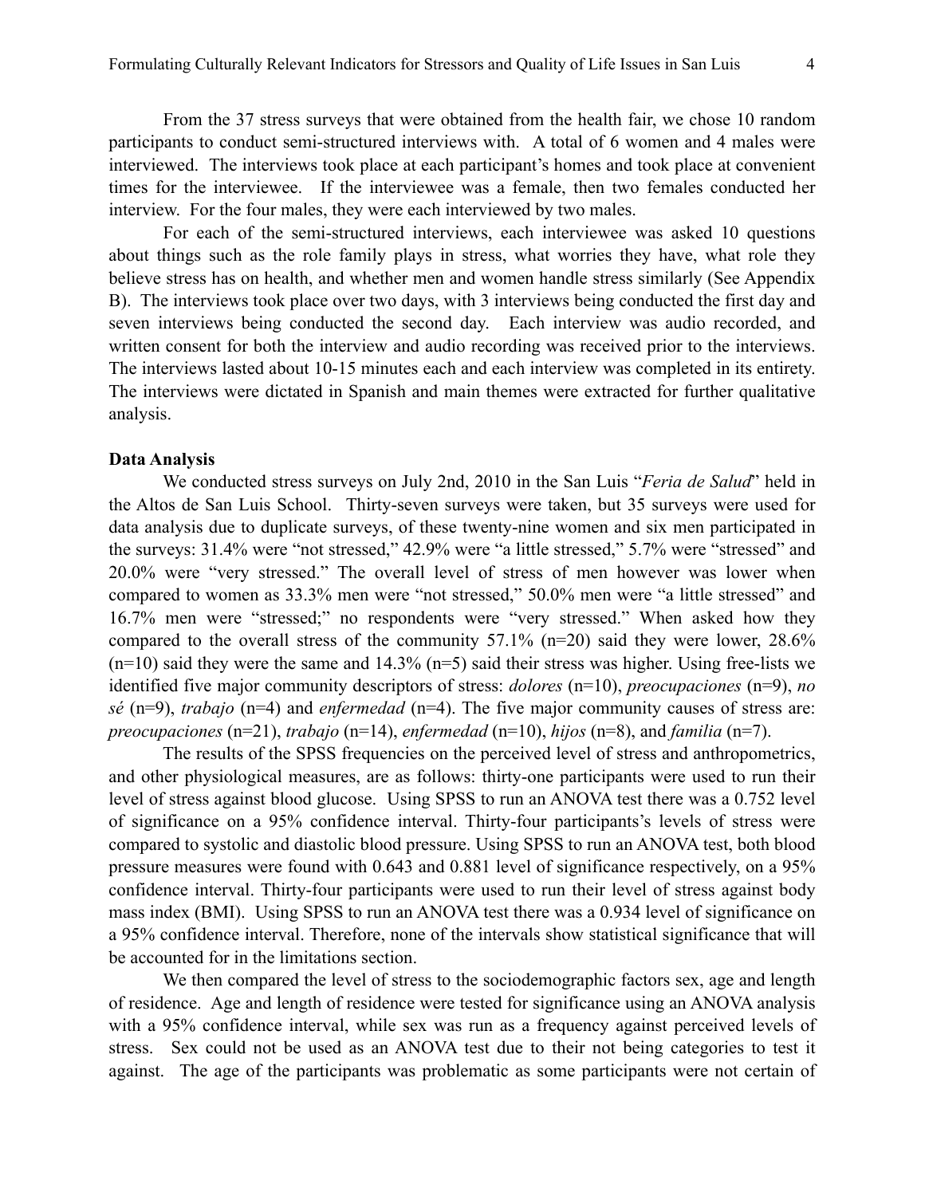From the 37 stress surveys that were obtained from the health fair, we chose 10 random participants to conduct semi-structured interviews with. A total of 6 women and 4 males were interviewed. The interviews took place at each participant's homes and took place at convenient times for the interviewee. If the interviewee was a female, then two females conducted her interview. For the four males, they were each interviewed by two males.

For each of the semi-structured interviews, each interviewee was asked 10 questions about things such as the role family plays in stress, what worries they have, what role they believe stress has on health, and whether men and women handle stress similarly (See Appendix B). The interviews took place over two days, with 3 interviews being conducted the first day and seven interviews being conducted the second day. Each interview was audio recorded, and written consent for both the interview and audio recording was received prior to the interviews. The interviews lasted about 10-15 minutes each and each interview was completed in its entirety. The interviews were dictated in Spanish and main themes were extracted for further qualitative analysis.

**Data Analysis**

We conducted stress surveys on July 2nd, 2010 in the San Luis "*Feria de Salud*" held in the Altos de San Luis School. Thirty-seven surveys were taken, but 35 surveys were used for data analysis due to duplicate surveys, of these twenty-nine women and six men participated in the surveys: 31.4% were "not stressed," 42.9% were "a little stressed," 5.7% were "stressed" and 20.0% were "very stressed." The overall level of stress of men however was lower when compared to women as 33.3% men were "not stressed," 50.0% men were "a little stressed" and 16.7% men were "stressed;" no respondents were "very stressed." When asked how they compared to the overall stress of the community 57.1% (n=20) said they were lower, 28.6% (n=10) said they were the same and 14.3% (n=5) said their stress was higher. Using free-lists we identified five major community descriptors of stress: *dolores* (n=10), *preocupaciones* (n=9), *no sé* (n=9), *trabajo* (n=4) and *enfermedad* (n=4). The five major community causes of stress are: *preocupaciones* (n=21), *trabajo* (n=14), *enfermedad* (n=10), *hijos* (n=8), and *familia* (n=7).

The results of the SPSS frequencies on the perceived level of stress and anthropometrics, and other physiological measures, are as follows: thirty-one participants were used to run their level of stress against blood glucose. Using SPSS to run an ANOVA test there was a 0.752 level of significance on a 95% confidence interval. Thirty-four participants's levels of stress were compared to systolic and diastolic blood pressure. Using SPSS to run an ANOVA test, both blood pressure measures were found with 0.643 and 0.881 level of significance respectively, on a 95% confidence interval. Thirty-four participants were used to run their level of stress against body mass index (BMI). Using SPSS to run an ANOVA test there was a 0.934 level of significance on a 95% confidence interval. Therefore, none of the intervals show statistical significance that will be accounted for in the limitations section.

We then compared the level of stress to the sociodemographic factors sex, age and length of residence. Age and length of residence were tested for significance using an ANOVA analysis with a 95% confidence interval, while sex was run as a frequency against perceived levels of stress. Sex could not be used as an ANOVA test due to their not being categories to test it against. The age of the participants was problematic as some participants were not certain of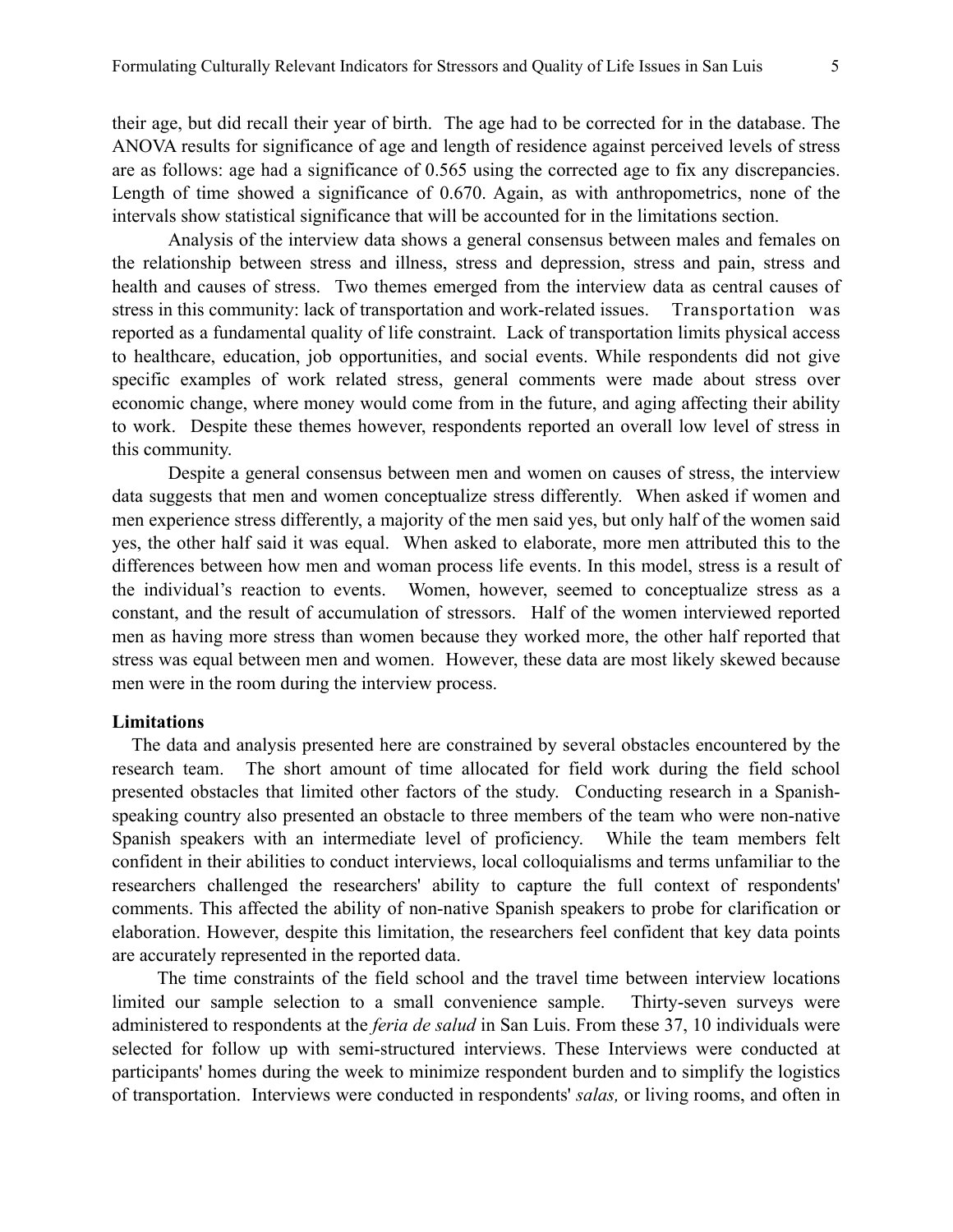their age, but did recall their year of birth. The age had to be corrected for in the database. The ANOVA results for significance of age and length of residence against perceived levels of stress are as follows: age had a significance of 0.565 using the corrected age to fix any discrepancies. Length of time showed a significance of 0.670. Again, as with anthropometrics, none of the intervals show statistical significance that will be accounted for in the limitations section.

Analysis of the interview data shows a general consensus between males and females on the relationship between stress and illness, stress and depression, stress and pain, stress and health and causes of stress. Two themes emerged from the interview data as central causes of stress in this community: lack of transportation and work-related issues. Transportation was reported as a fundamental quality of life constraint. Lack of transportation limits physical access to healthcare, education, job opportunities, and social events. While respondents did not give specific examples of work related stress, general comments were made about stress over economic change, where money would come from in the future, and aging affecting their ability to work. Despite these themes however, respondents reported an overall low level of stress in this community.

Despite a general consensus between men and women on causes of stress, the interview data suggests that men and women conceptualize stress differently. When asked if women and men experience stress differently, a majority of the men said yes, but only half of the women said yes, the other half said it was equal. When asked to elaborate, more men attributed this to the differences between how men and woman process life events. In this model, stress is a result of the individual's reaction to events. Women, however, seemed to conceptualize stress as a constant, and the result of accumulation of stressors. Half of the women interviewed reported men as having more stress than women because they worked more, the other half reported that stress was equal between men and women. However, these data are most likely skewed because men were in the room during the interview process.

**Limitations**

The data and analysis presented here are constrained by several obstacles encountered by the research team. The short amount of time allocated for field work during the field school presented obstacles that limited other factors of the study. Conducting research in a Spanish-speaking country also presented an obstacle to three members of the team who were non-native Spanish speakers with an intermediate level of proficiency. While the team members felt confident in their abilities to conduct interviews, local colloquialisms and terms unfamiliar to the researchers challenged the researchers' ability to capture the full context of respondents' comments. This affected the ability of non-native Spanish speakers to probe for clarification or elaboration. However, despite this limitation, the researchers feel confident that key data points are accurately represented in the reported data.

The time constraints of the field school and the travel time between interview locations limited our sample selection to a small convenience sample. Thirty-seven surveys were administered to respondents at the *feria de salud* in San Luis. From these 37, 10 individuals were selected for follow up with semi-structured interviews. These Interviews were conducted at participants' homes during the week to minimize respondent burden and to simplify the logistics of transportation. Interviews were conducted in respondents' *salas,* or living rooms, and often in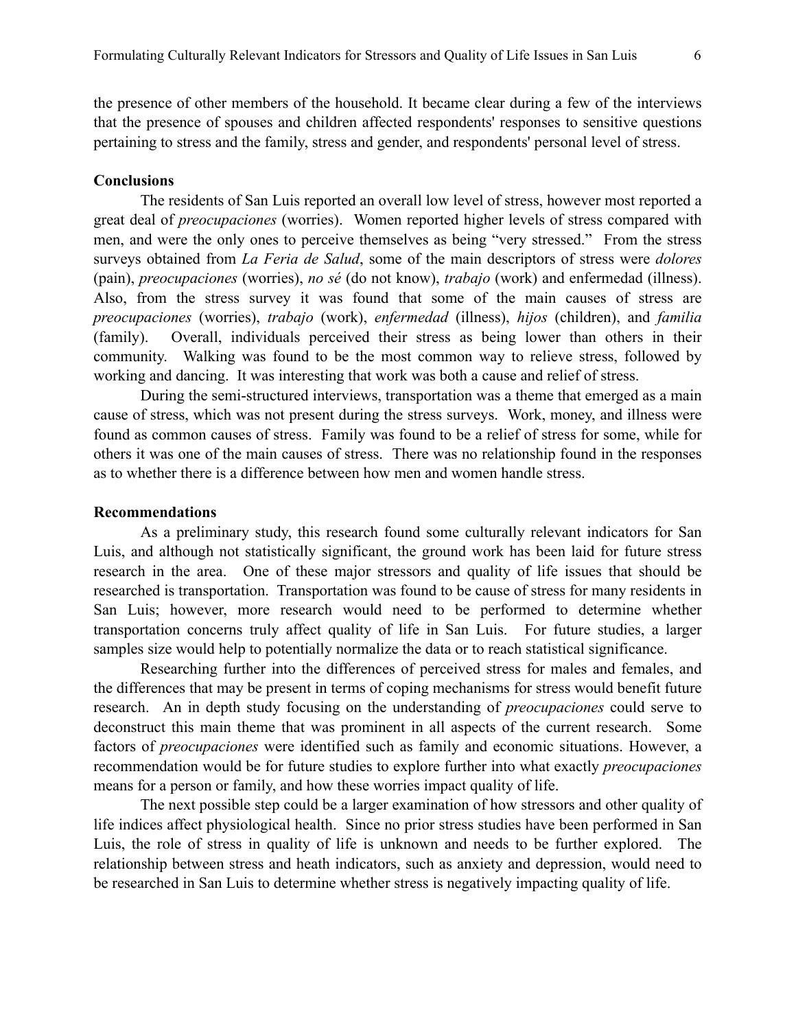the presence of other members of the household. It became clear during a few of the interviews that the presence of spouses and children affected respondents' responses to sensitive questions pertaining to stress and the family, stress and gender, and respondents' personal level of stress.

**Conclusions**

The residents of San Luis reported an overall low level of stress, however most reported a great deal of *preocupaciones* (worries). Women reported higher levels of stress compared with men, and were the only ones to perceive themselves as being "very stressed." From the stress surveys obtained from *La Feria de Salud*, some of the main descriptors of stress were *dolores* (pain), *preocupaciones* (worries), *no sé* (do not know), *trabajo* (work) and enfermedad (illness). Also, from the stress survey it was found that some of the main causes of stress are *preocupaciones* (worries), *trabajo* (work), *enfermedad* (illness), *hijos* (children), and *familia* (family). Overall, individuals perceived their stress as being lower than others in their community. Walking was found to be the most common way to relieve stress, followed by working and dancing. It was interesting that work was both a cause and relief of stress.

During the semi-structured interviews, transportation was a theme that emerged as a main cause of stress, which was not present during the stress surveys. Work, money, and illness were found as common causes of stress. Family was found to be a relief of stress for some, while for others it was one of the main causes of stress. There was no relationship found in the responses as to whether there is a difference between how men and women handle stress.

**Recommendations**

As a preliminary study, this research found some culturally relevant indicators for San Luis, and although not statistically significant, the ground work has been laid for future stress research in the area. One of these major stressors and quality of life issues that should be researched is transportation. Transportation was found to be cause of stress for many residents in San Luis; however, more research would need to be performed to determine whether transportation concerns truly affect quality of life in San Luis. For future studies, a larger samples size would help to potentially normalize the data or to reach statistical significance.

Researching further into the differences of perceived stress for males and females, and the differences that may be present in terms of coping mechanisms for stress would benefit future research. An in depth study focusing on the understanding of *preocupaciones* could serve to deconstruct this main theme that was prominent in all aspects of the current research. Some factors of *preocupaciones* were identified such as family and economic situations. However, a recommendation would be for future studies to explore further into what exactly *preocupaciones* means for a person or family, and how these worries impact quality of life.

The next possible step could be a larger examination of how stressors and other quality of life indices affect physiological health. Since no prior stress studies have been performed in San Luis, the role of stress in quality of life is unknown and needs to be further explored. The relationship between stress and heath indicators, such as anxiety and depression, would need to be researched in San Luis to determine whether stress is negatively impacting quality of life.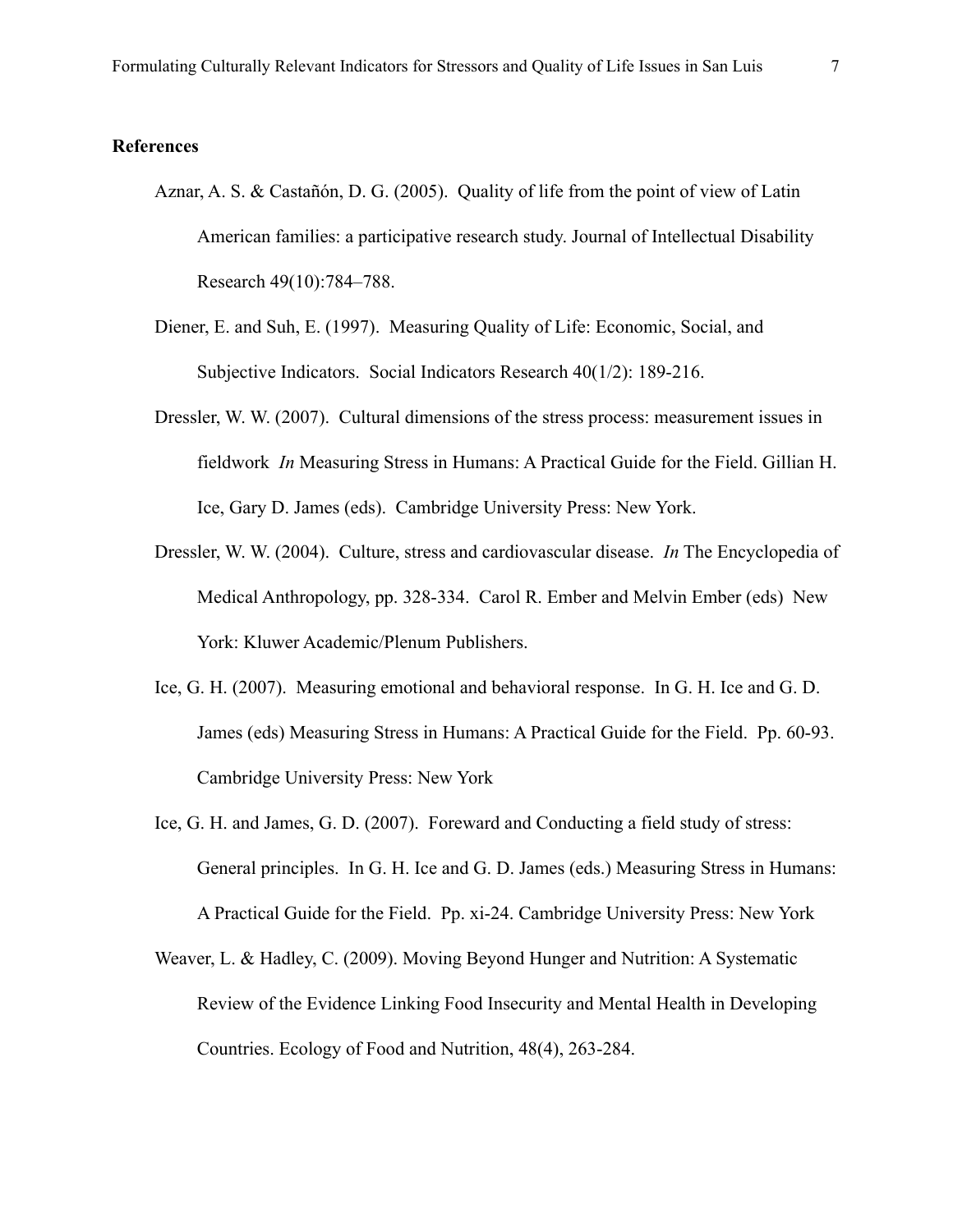**References**

Aznar, A. S. & Castañón, D. G. (2005). Quality of life from the point of view of Latin American families: a participative research study. Journal of Intellectual Disability Research 49(10):784–788.

Diener, E. and Suh, E. (1997). Measuring Quality of Life: Economic, Social, and Subjective Indicators. Social Indicators Research 40(1/2): 189-216.

Dressler, W. W. (2007). Cultural dimensions of the stress process: measurement issues in fieldwork *In* Measuring Stress in Humans: A Practical Guide for the Field. Gillian H. Ice, Gary D. James (eds). Cambridge University Press: New York.

Dressler, W. W. (2004). Culture, stress and cardiovascular disease. *In* The Encyclopedia of Medical Anthropology, pp. 328-334. Carol R. Ember and Melvin Ember (eds) New York: Kluwer Academic/Plenum Publishers.

Ice, G. H. (2007). Measuring emotional and behavioral response. In G. H. Ice and G. D. James (eds) Measuring Stress in Humans: A Practical Guide for the Field. Pp. 60-93. Cambridge University Press: New York

Ice, G. H. and James, G. D. (2007). Foreward and Conducting a field study of stress: General principles. In G. H. Ice and G. D. James (eds.) Measuring Stress in Humans: A Practical Guide for the Field. Pp. xi-24. Cambridge University Press: New York

Weaver, L. & Hadley, C. (2009). Moving Beyond Hunger and Nutrition: A Systematic Review of the Evidence Linking Food Insecurity and Mental Health in Developing Countries. Ecology of Food and Nutrition, 48(4), 263-284.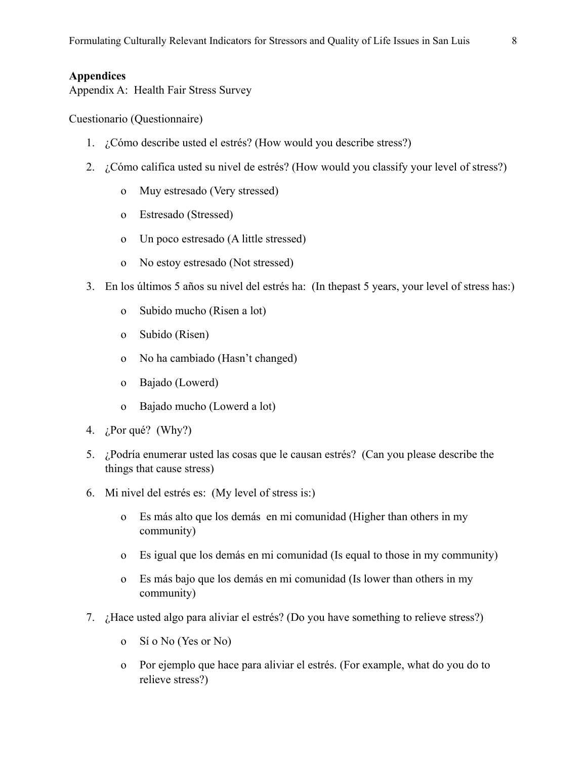**Appendices**

Appendix A: Health Fair Stress Survey

Cuestionario (Questionnaire)

1. ¿Cómo describe usted el estrés? (How would you describe stress?)
2. ¿Cómo califica usted su nivel de estrés? (How would you classify your level of stress?)
   - o Muy estresado (Very stressed)
   - o Estresado (Stressed)
   - o Un poco estresado (A little stressed)
   - o No estoy estresado (Not stressed)
3. En los últimos 5 años su nivel del estrés ha: (In thepast 5 years, your level of stress has:)
   - o Subido mucho (Risen a lot)
   - o Subido (Risen)
   - o No ha cambiado (Hasn't changed)
   - o Bajado (Lowerd)
   - o Bajado mucho (Lowerd a lot)
4. ¿Por qué? (Why?)
5. ¿Podría enumerar usted las cosas que le causan estrés? (Can you please describe the things that cause stress)
6. Mi nivel del estrés es: (My level of stress is:)
   - o Es más alto que los demás en mi comunidad (Higher than others in my community)
   - o Es igual que los demás en mi comunidad (Is equal to those in my community)
   - o Es más bajo que los demás en mi comunidad (Is lower than others in my community)
7. ¿Hace usted algo para aliviar el estrés? (Do you have something to relieve stress?)
   - o Sí o No (Yes or No)
   - o Por ejemplo que hace para aliviar el estrés. (For example, what do you do to relieve stress?)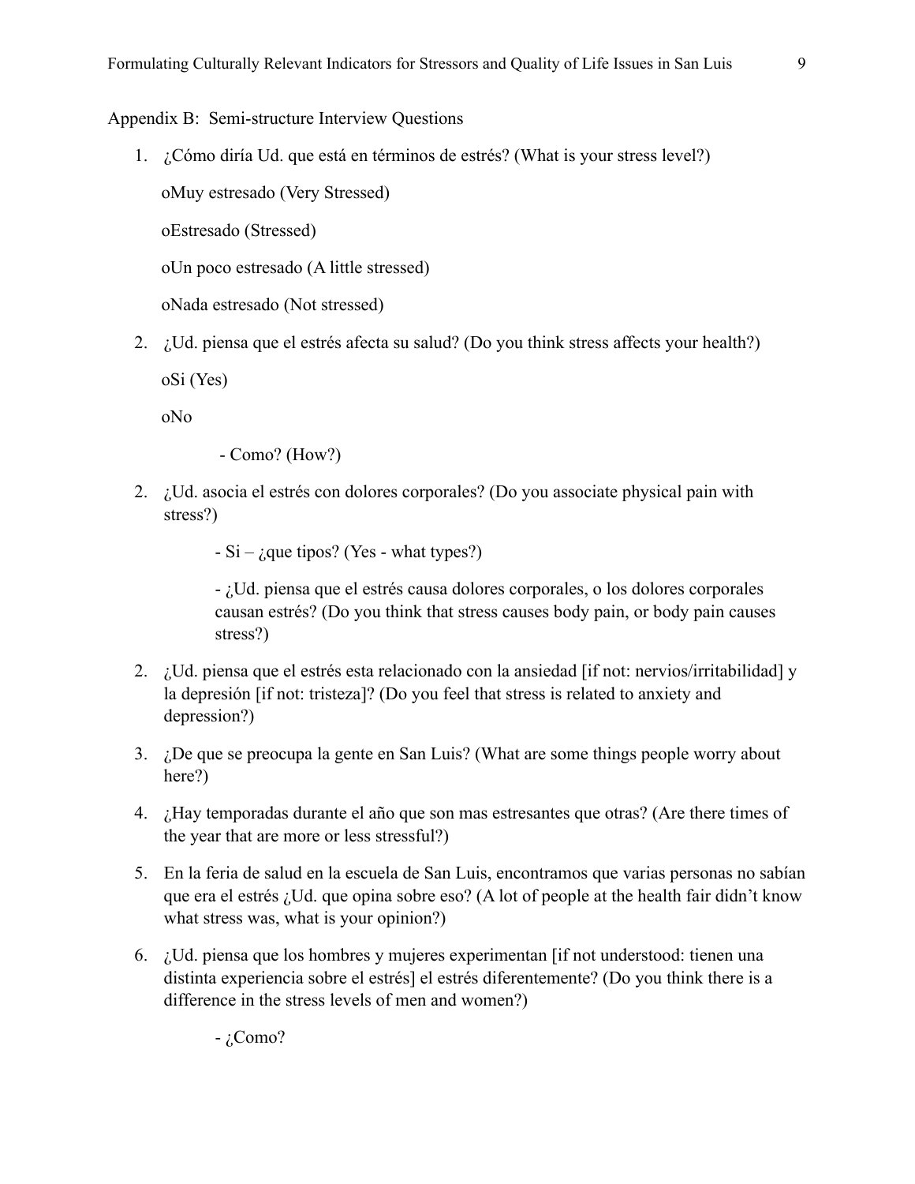Appendix B: Semi-structure Interview Questions

1. ¿Cómo diría Ud. que está en términos de estrés? (What is your stress level?)

   oMuy estresado (Very Stressed)

   oEstresado (Stressed)

   oUn poco estresado (A little stressed)

   oNada estresado (Not stressed)

2. ¿Ud. piensa que el estrés afecta su salud? (Do you think stress affects your health?)

   oSi (Yes)

   oNo

   - Como? (How?)

2. ¿Ud. asocia el estrés con dolores corporales? (Do you associate physical pain with stress?)

   - Si – ¿que tipos? (Yes - what types?)

   - ¿Ud. piensa que el estrés causa dolores corporales, o los dolores corporales causan estrés? (Do you think that stress causes body pain, or body pain causes stress?)

2. ¿Ud. piensa que el estrés esta relacionado con la ansiedad [if not: nervios/irritabilidad] y la depresión [if not: tristeza]? (Do you feel that stress is related to anxiety and depression?)

3. ¿De que se preocupa la gente en San Luis? (What are some things people worry about here?)

4. ¿Hay temporadas durante el año que son mas estresantes que otras? (Are there times of the year that are more or less stressful?)

5. En la feria de salud en la escuela de San Luis, encontramos que varias personas no sabían que era el estrés ¿Ud. que opina sobre eso? (A lot of people at the health fair didn't know what stress was, what is your opinion?)

6. ¿Ud. piensa que los hombres y mujeres experimentan [if not understood: tienen una distinta experiencia sobre el estrés] el estrés diferentemente? (Do you think there is a difference in the stress levels of men and women?)

   - ¿Como?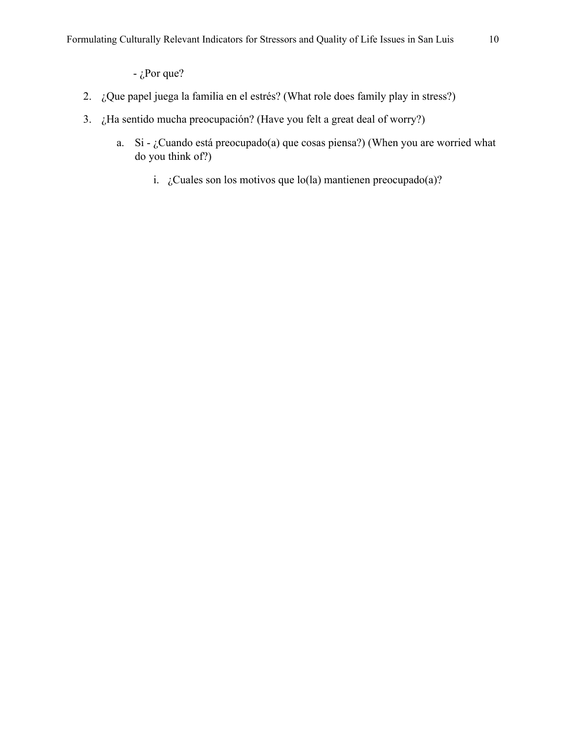- ¿Por que?

2. ¿Que papel juega la familia en el estrés? (What role does family play in stress?)
3. ¿Ha sentido mucha preocupación? (Have you felt a great deal of worry?)
    a. Si - ¿Cuando está preocupado(a) que cosas piensa?) (When you are worried what do you think of?)
        i. ¿Cuales son los motivos que lo(la) mantienen preocupado(a)?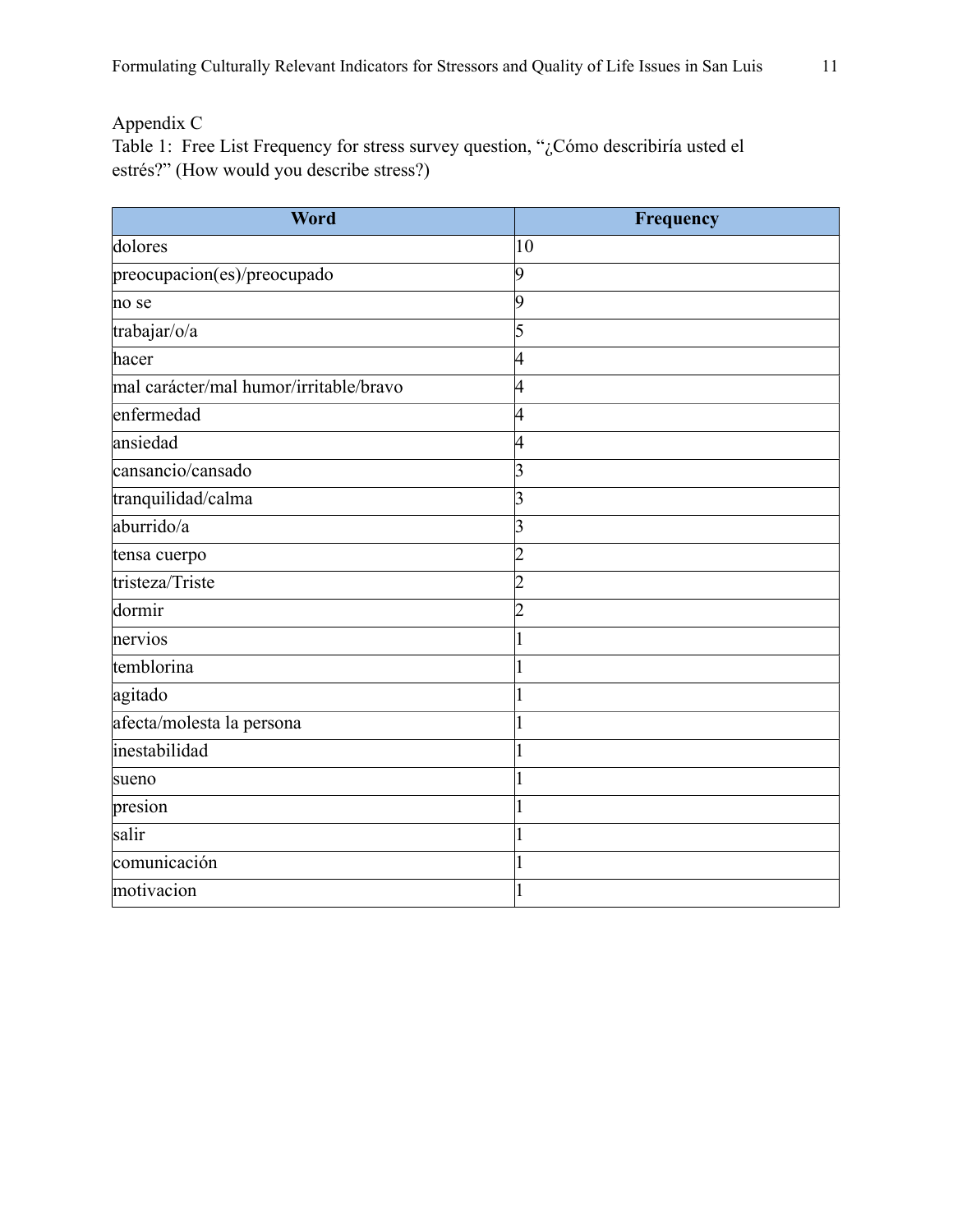Appendix C

Table 1: Free List Frequency for stress survey question, "¿Cómo describiría usted el estrés?" (How would you describe stress?)

| Word | Frequency |
|---|---|
| dolores | 10 |
| preocupacion(es)/preocupado | 9 |
| no se | 9 |
| trabajar/o/a | 5 |
| hacer | 4 |
| mal carácter/mal humor/irritable/bravo | 4 |
| enfermedad | 4 |
| ansiedad | 4 |
| cansancio/cansado | 3 |
| tranquilidad/calma | 3 |
| aburrido/a | 3 |
| tensa cuerpo | 2 |
| tristeza/Triste | 2 |
| dormir | 2 |
| nervios | 1 |
| temblorina | 1 |
| agitado | 1 |
| afecta/molesta la persona | 1 |
| inestabilidad | 1 |
| sueno | 1 |
| presion | 1 |
| salir | 1 |
| comunicación | 1 |
| motivacion | 1 |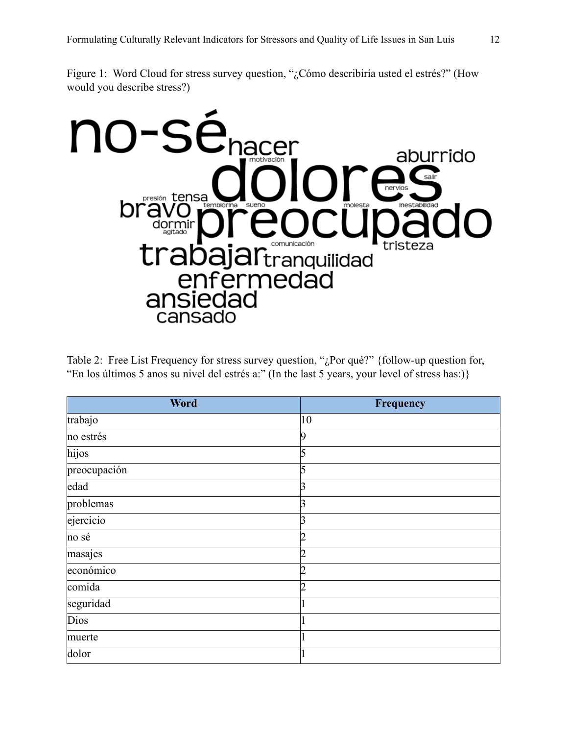Figure 1: Word Cloud for stress survey question, "¿Cómo describiría usted el estrés?" (How would you describe stress?)

Table 2: Free List Frequency for stress survey question, "¿Por qué?" {follow-up question for, "En los últimos 5 anos su nivel del estrés a:" (In the last 5 years, your level of stress has:)}

| Word | Frequency |
|---|---|
| trabajo | 10 |
| no estrés | 9 |
| hijos | 5 |
| preocupación | 5 |
| edad | 3 |
| problemas | 3 |
| ejercicio | 3 |
| no sé | 2 |
| masajes | 2 |
| económico | 2 |
| comida | 2 |
| seguridad | 1 |
| Dios | 1 |
| muerte | 1 |
| dolor | 1 |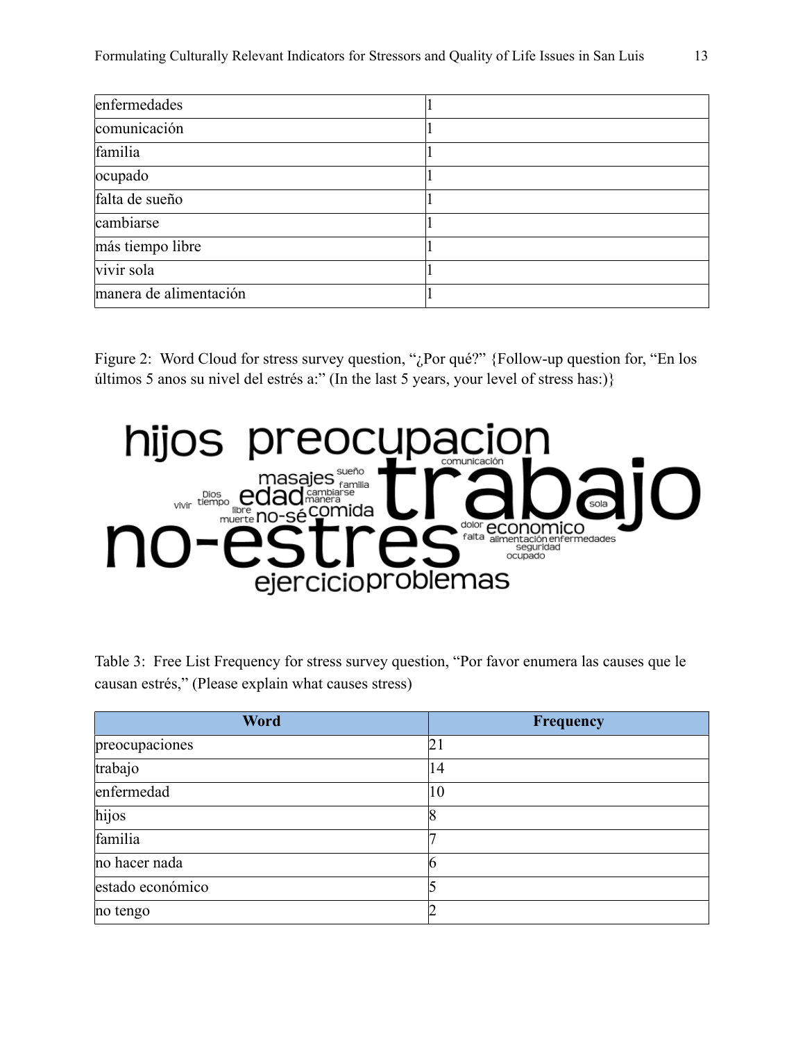| enfermedades | 1 |
|---|---|
| comunicación | 1 |
| familia | 1 |
| ocupado | 1 |
| falta de sueño | 1 |
| cambiarse | 1 |
| más tiempo libre | 1 |
| vivir sola | 1 |
| manera de alimentación | 1 |

Figure 2: Word Cloud for stress survey question, "¿Por qué?" {Follow-up question for, "En los últimos 5 anos su nivel del estrés a:" (In the last 5 years, your level of stress has:)}

Table 3: Free List Frequency for stress survey question, "Por favor enumera las causes que le causan estrés," (Please explain what causes stress)

| Word | Frequency |
|---|---|
| preocupaciones | 21 |
| trabajo | 14 |
| enfermedad | 10 |
| hijos | 8 |
| familia | 7 |
| no hacer nada | 6 |
| estado económico | 5 |
| no tengo | 2 |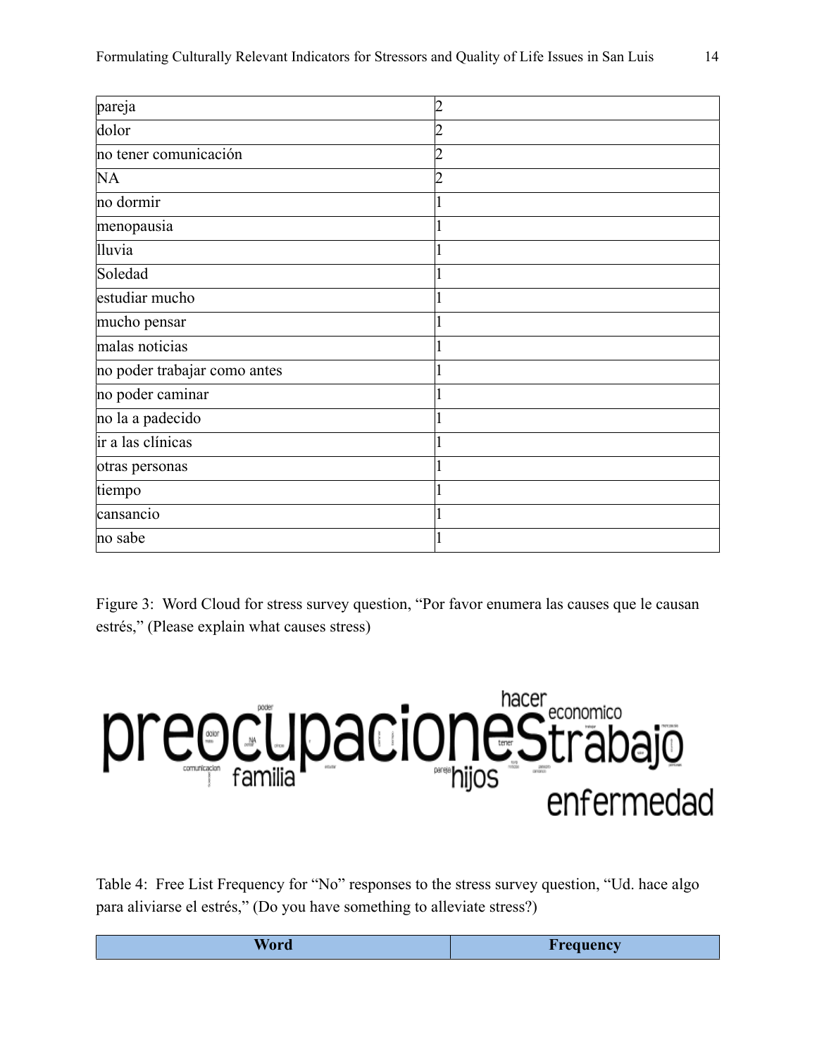| pareja | 2 |
|---|---|
| dolor | 2 |
| no tener comunicación | 2 |
| NA | 2 |
| no dormir | 1 |
| menopausia | 1 |
| lluvia | 1 |
| Soledad | 1 |
| estudiar mucho | 1 |
| mucho pensar | 1 |
| malas noticias | 1 |
| no poder trabajar como antes | 1 |
| no poder caminar | 1 |
| no la a padecido | 1 |
| ir a las clínicas | 1 |
| otras personas | 1 |
| tiempo | 1 |
| cansancio | 1 |
| no sabe | 1 |

Figure 3: Word Cloud for stress survey question, "Por favor enumera las causes que le causan estrés," (Please explain what causes stress)

Table 4: Free List Frequency for "No" responses to the stress survey question, "Ud. hace algo para aliviarse el estrés," (Do you have something to alleviate stress?)

| Word | Frequency |
|---|---|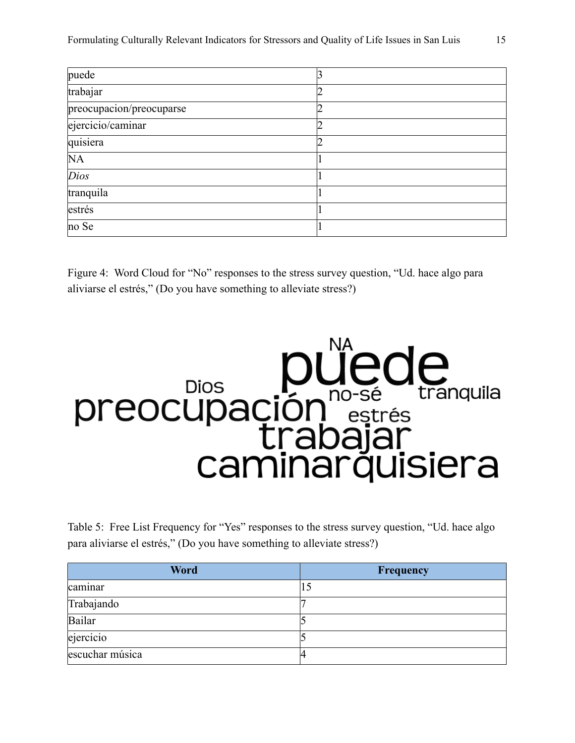| | |
|---|---|
| puede | 3 |
| trabajar | 2 |
| preocupacion/preocuparse | 2 |
| ejercicio/caminar | 2 |
| quisiera | 2 |
| NA | 1 |
| *Dios* | 1 |
| tranquila | 1 |
| estrés | 1 |
| no Se | 1 |

Figure 4: Word Cloud for "No" responses to the stress survey question, "Ud. hace algo para aliviarse el estrés," (Do you have something to alleviate stress?)

Table 5: Free List Frequency for "Yes" responses to the stress survey question, "Ud. hace algo para aliviarse el estrés," (Do you have something to alleviate stress?)

| Word | Frequency |
|---|---|
| caminar | 15 |
| Trabajando | 7 |
| Bailar | 5 |
| ejercicio | 5 |
| escuchar música | 4 |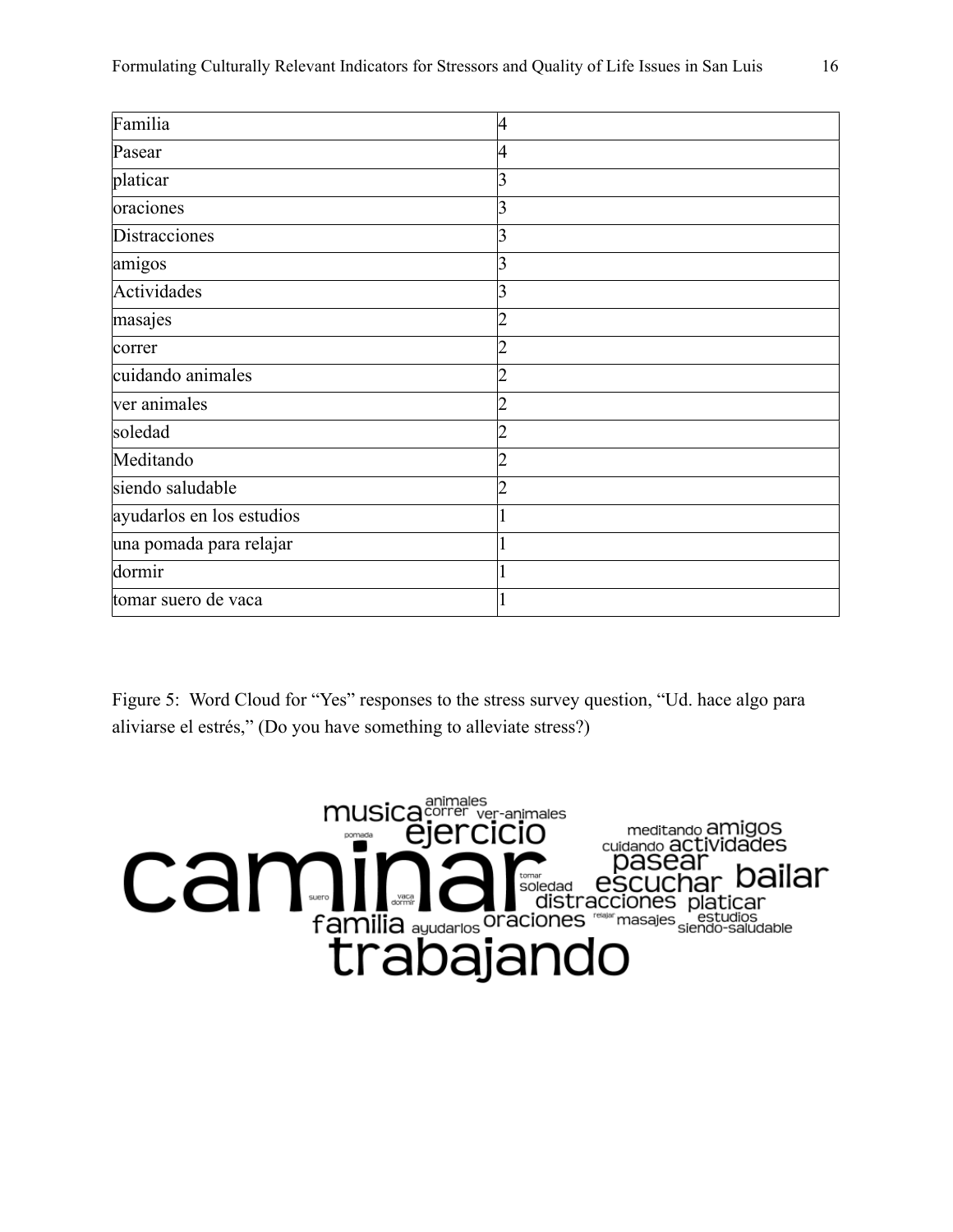| Familia | 4 |
|---|---|
| Pasear | 4 |
| platicar | 3 |
| oraciones | 3 |
| Distracciones | 3 |
| amigos | 3 |
| Actividades | 3 |
| masajes | 2 |
| correr | 2 |
| cuidando animales | 2 |
| ver animales | 2 |
| soledad | 2 |
| Meditando | 2 |
| siendo saludable | 2 |
| ayudarlos en los estudios | 1 |
| una pomada para relajar | 1 |
| dormir | 1 |
| tomar suero de vaca | 1 |

Figure 5: Word Cloud for "Yes" responses to the stress survey question, "Ud. hace algo para aliviarse el estrés," (Do you have something to alleviate stress?)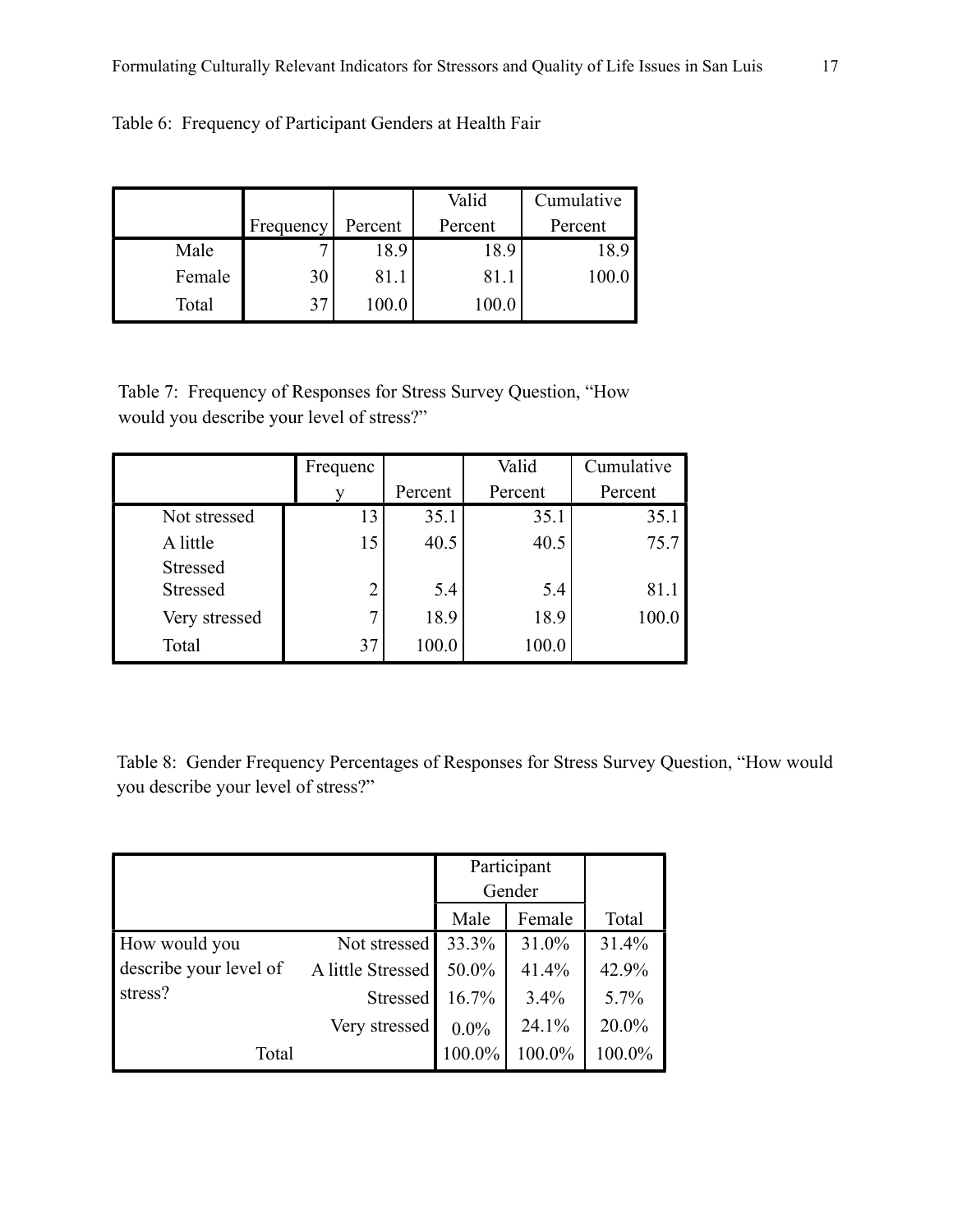Table 6: Frequency of Participant Genders at Health Fair

| | Frequency | Percent | Valid Percent | Cumulative Percent |
|---|---|---|---|---|
| Male | 7 | 18.9 | 18.9 | 18.9 |
| Female | 30 | 81.1 | 81.1 | 100.0 |
| Total | 37 | 100.0 | 100.0 | |

Table 7: Frequency of Responses for Stress Survey Question, "How would you describe your level of stress?"

| | Frequency | Percent | Valid Percent | Cumulative Percent |
|---|---|---|---|---|
| Not stressed | 13 | 35.1 | 35.1 | 35.1 |
| A little Stressed | 15 | 40.5 | 40.5 | 75.7 |
| Stressed | 2 | 5.4 | 5.4 | 81.1 |
| Very stressed | 7 | 18.9 | 18.9 | 100.0 |
| Total | 37 | 100.0 | 100.0 | |

Table 8: Gender Frequency Percentages of Responses for Stress Survey Question, "How would you describe your level of stress?"

| | | Participant Gender | | |
|---|---|---|---|---|
| | | Male | Female | Total |
| How would you describe your level of stress? | Not stressed | 33.3% | 31.0% | 31.4% |
| | A little Stressed | 50.0% | 41.4% | 42.9% |
| | Stressed | 16.7% | 3.4% | 5.7% |
| | Very stressed | 0.0% | 24.1% | 20.0% |
| Total | | 100.0% | 100.0% | 100.0% |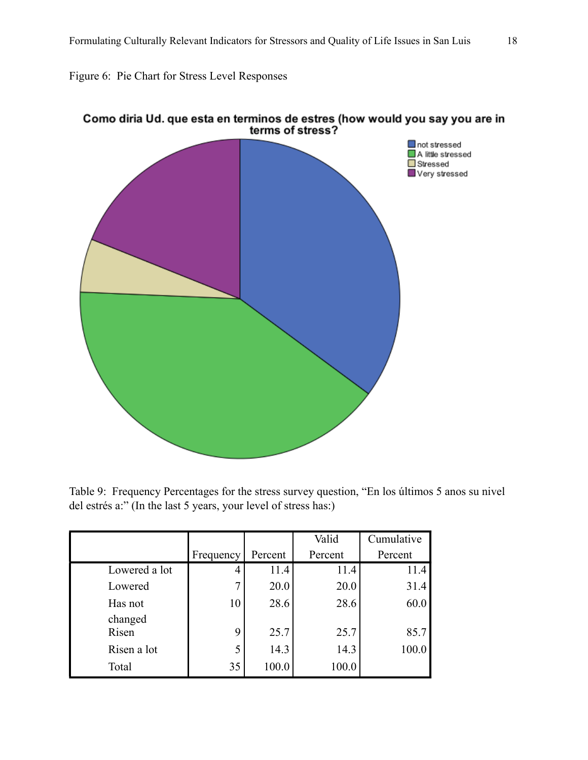Figure 6: Pie Chart for Stress Level Responses

Table 9: Frequency Percentages for the stress survey question, "En los últimos 5 anos su nivel del estrés a:" (In the last 5 years, your level of stress has:)

| | Frequency | Percent | Valid Percent | Cumulative Percent |
|---|---|---|---|---|
| Lowered a lot | 4 | 11.4 | 11.4 | 11.4 |
| Lowered | 7 | 20.0 | 20.0 | 31.4 |
| Has not changed | 10 | 28.6 | 28.6 | 60.0 |
| Risen | 9 | 25.7 | 25.7 | 85.7 |
| Risen a lot | 5 | 14.3 | 14.3 | 100.0 |
| Total | 35 | 100.0 | 100.0 | |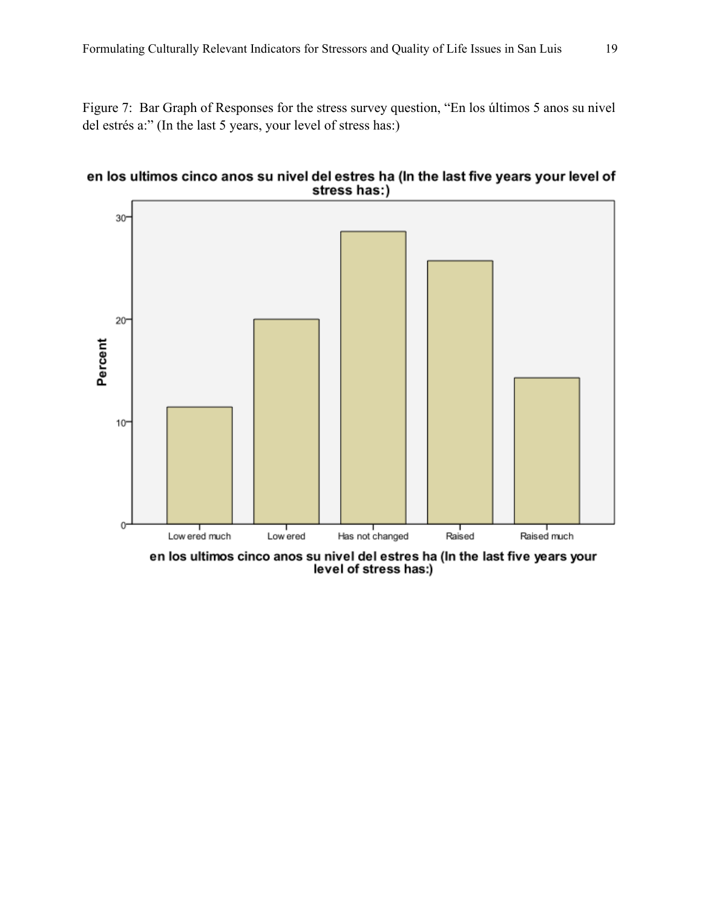Figure 7: Bar Graph of Responses for the stress survey question, "En los últimos 5 anos su nivel del estrés a:" (In the last 5 years, your level of stress has:)

**en los ultimos cinco anos su nivel del estres ha (In the last five years your level of stress has:)**

Percent

Lowered much | Lowered | Has not changed | Raised | Raised much

**en los ultimos cinco anos su nivel del estres ha (In the last five years your level of stress has:)**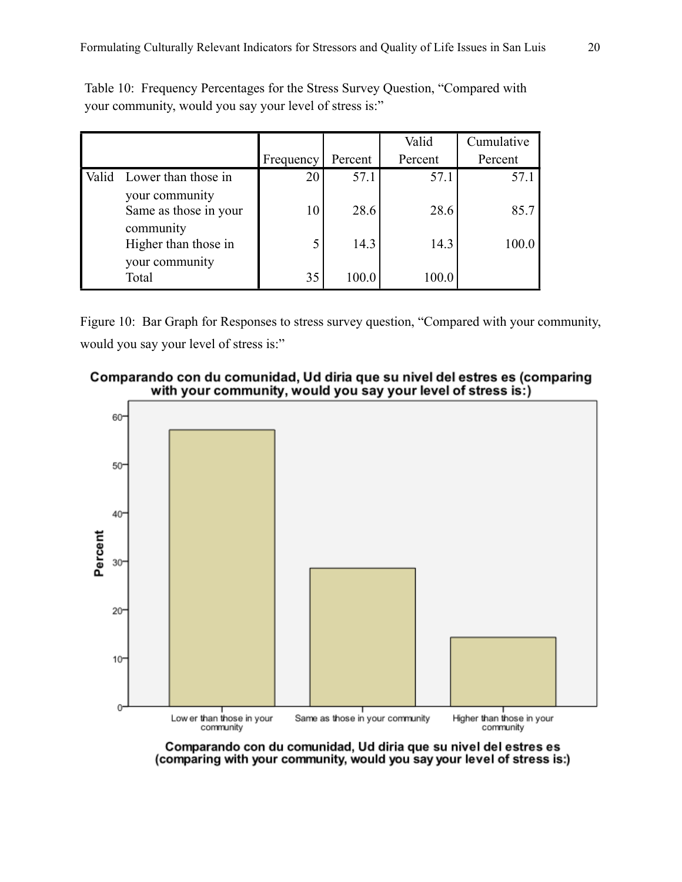Table 10: Frequency Percentages for the Stress Survey Question, "Compared with your community, would you say your level of stress is:"

| | | Frequency | Percent | Valid Percent | Cumulative Percent |
|---|---|---|---|---|---|
| Valid | Lower than those in your community | 20 | 57.1 | 57.1 | 57.1 |
| | Same as those in your community | 10 | 28.6 | 28.6 | 85.7 |
| | Higher than those in your community | 5 | 14.3 | 14.3 | 100.0 |
| | Total | 35 | 100.0 | 100.0 | |

Figure 10: Bar Graph for Responses to stress survey question, "Compared with your community, would you say your level of stress is:"

Comparando con du comunidad, Ud diria que su nivel del estres es (comparing with your community, would you say your level of stress is:)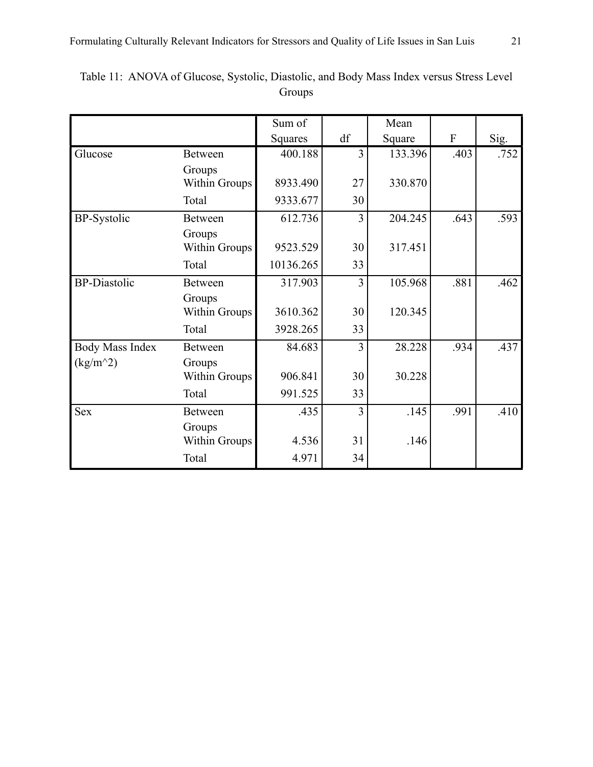Table 11: ANOVA of Glucose, Systolic, Diastolic, and Body Mass Index versus Stress Level Groups

| | | Sum of Squares | df | Mean Square | F | Sig. |
|---|---|---|---|---|---|---|
| Glucose | Between Groups | 400.188 | 3 | 133.396 | .403 | .752 |
| | Within Groups | 8933.490 | 27 | 330.870 | | |
| | Total | 9333.677 | 30 | | | |
| BP-Systolic | Between Groups | 612.736 | 3 | 204.245 | .643 | .593 |
| | Within Groups | 9523.529 | 30 | 317.451 | | |
| | Total | 10136.265 | 33 | | | |
| BP-Diastolic | Between Groups | 317.903 | 3 | 105.968 | .881 | .462 |
| | Within Groups | 3610.362 | 30 | 120.345 | | |
| | Total | 3928.265 | 33 | | | |
| Body Mass Index (kg/m^2) | Between Groups | 84.683 | 3 | 28.228 | .934 | .437 |
| | Within Groups | 906.841 | 30 | 30.228 | | |
| | Total | 991.525 | 33 | | | |
| Sex | Between Groups | .435 | 3 | .145 | .991 | .410 |
| | Within Groups | 4.536 | 31 | .146 | | |
| | Total | 4.971 | 34 | | | |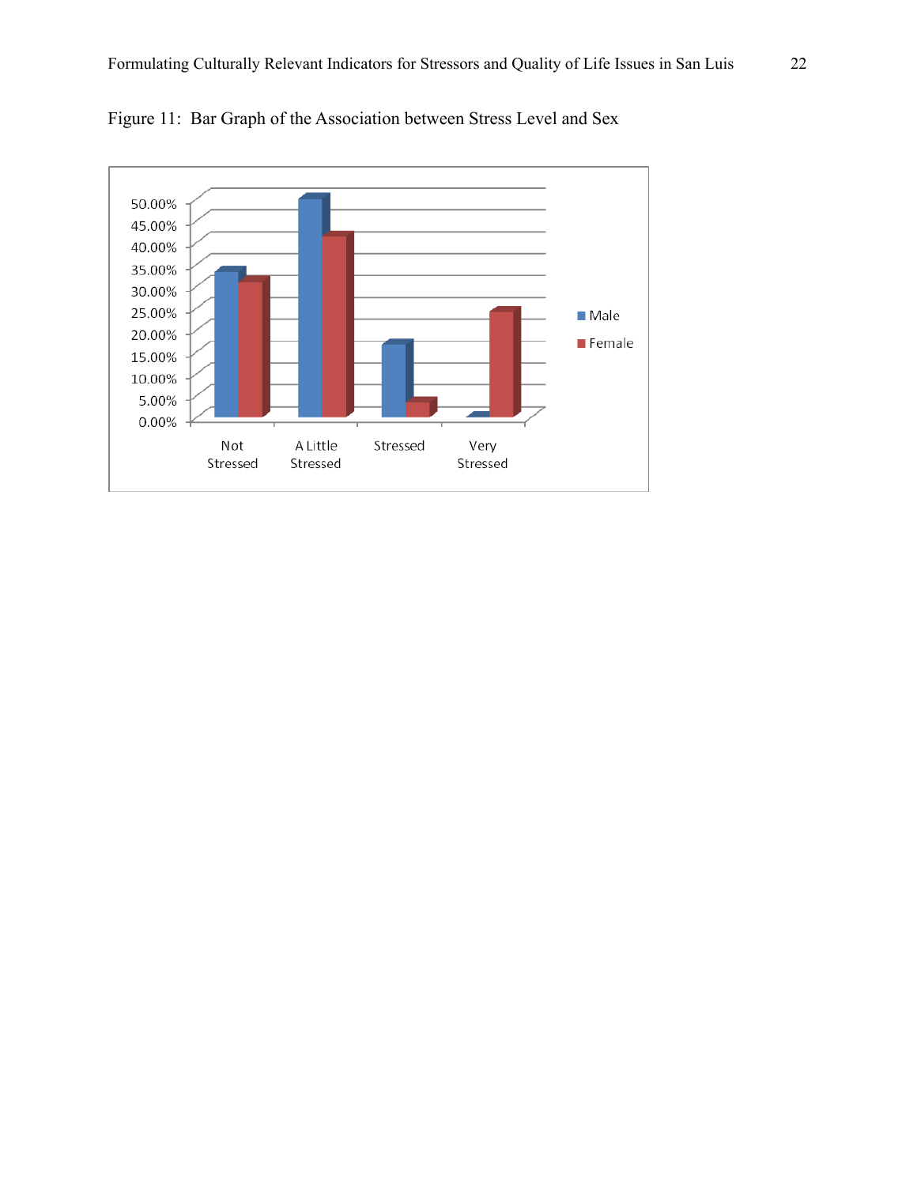Figure 11: Bar Graph of the Association between Stress Level and Sex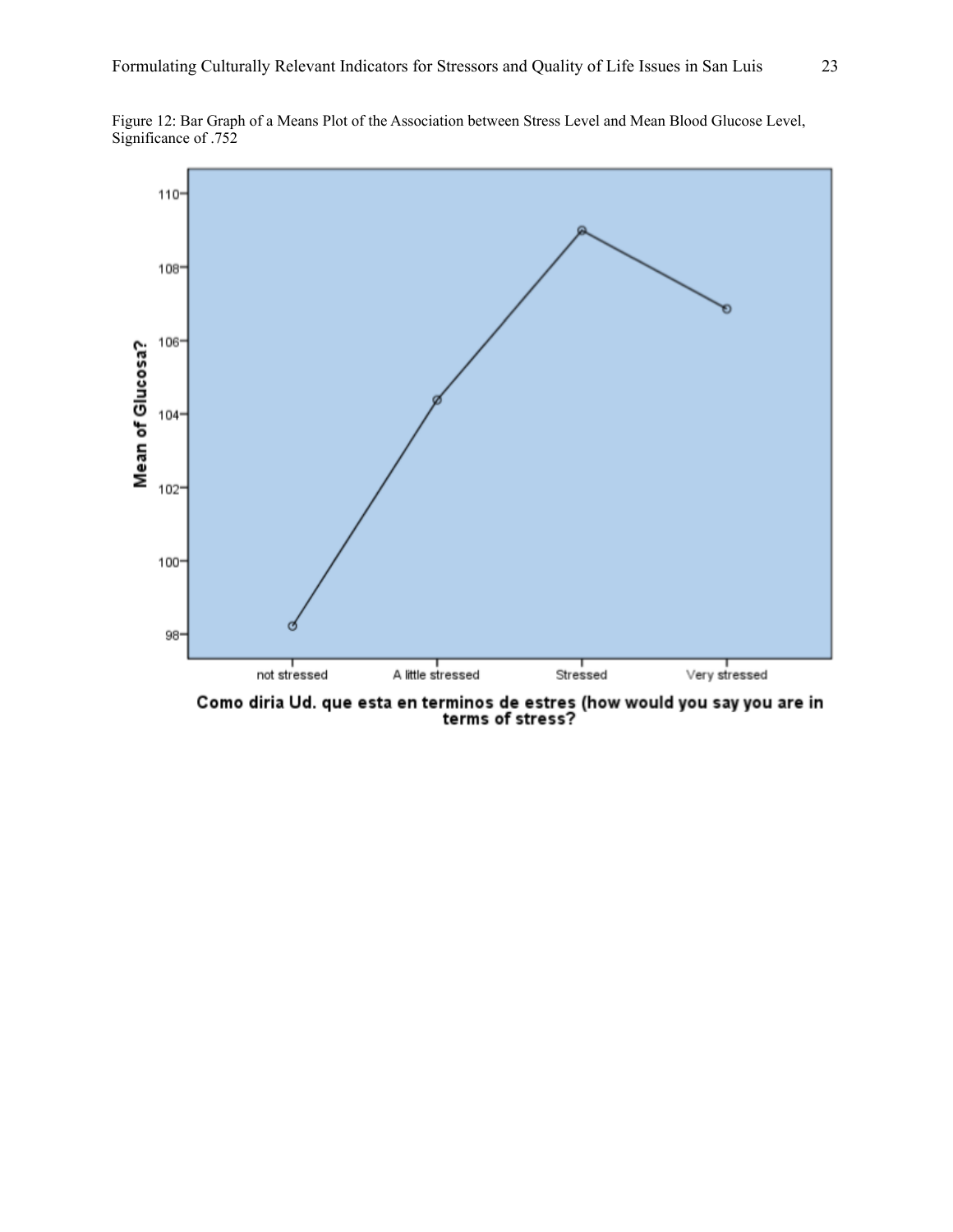Figure 12: Bar Graph of a Means Plot of the Association between Stress Level and Mean Blood Glucose Level, Significance of .752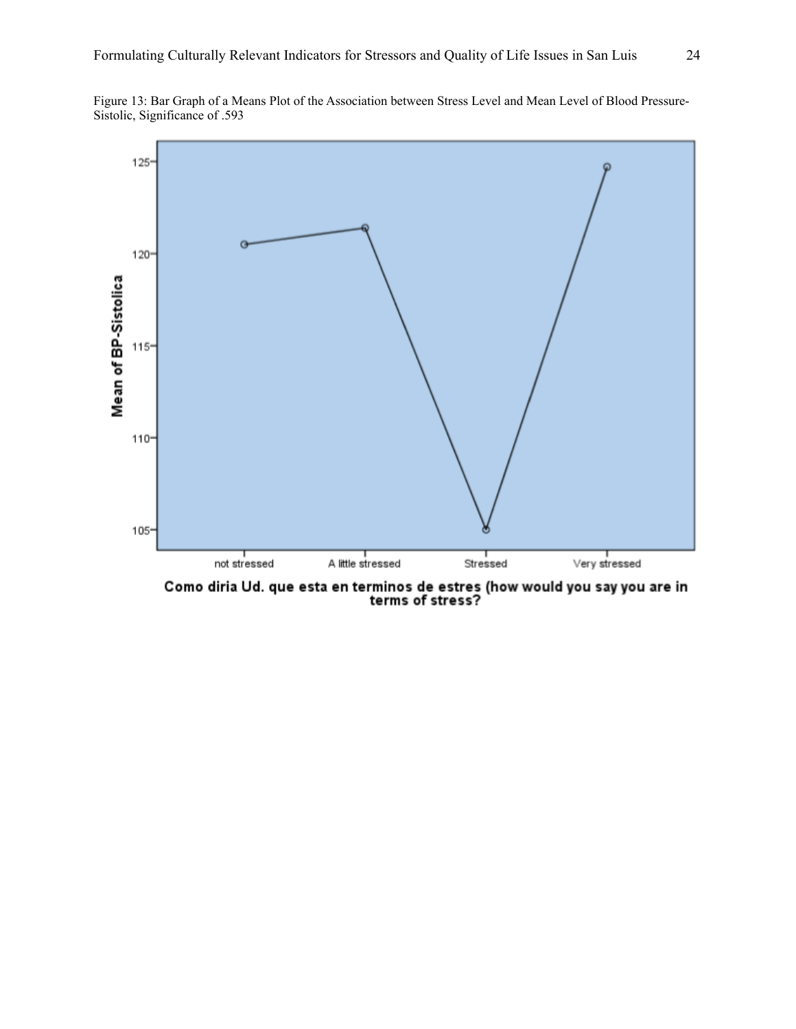Figure 13: Bar Graph of a Means Plot of the Association between Stress Level and Mean Level of Blood Pressure-Sistolic, Significance of .593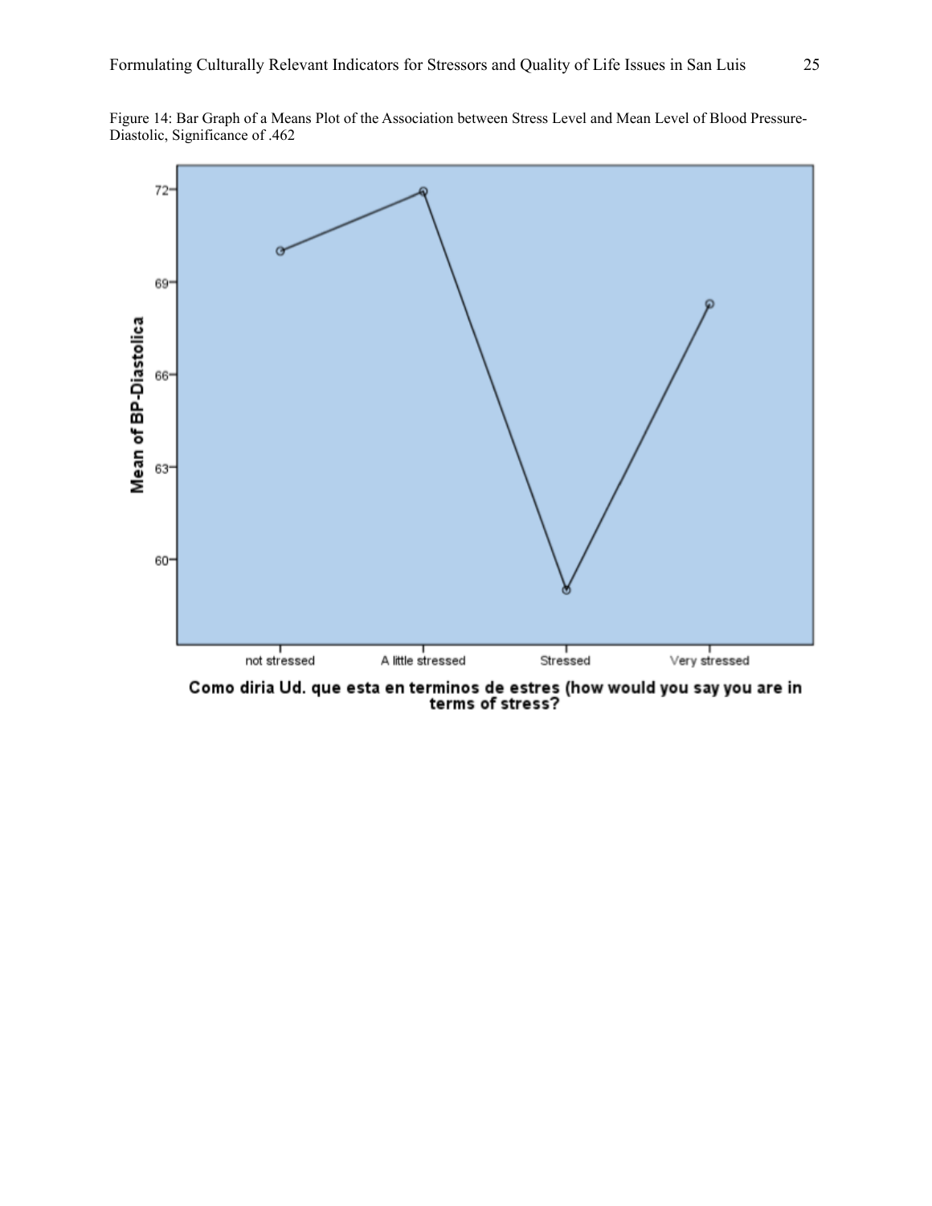Figure 14: Bar Graph of a Means Plot of the Association between Stress Level and Mean Level of Blood Pressure-Diastolic, Significance of .462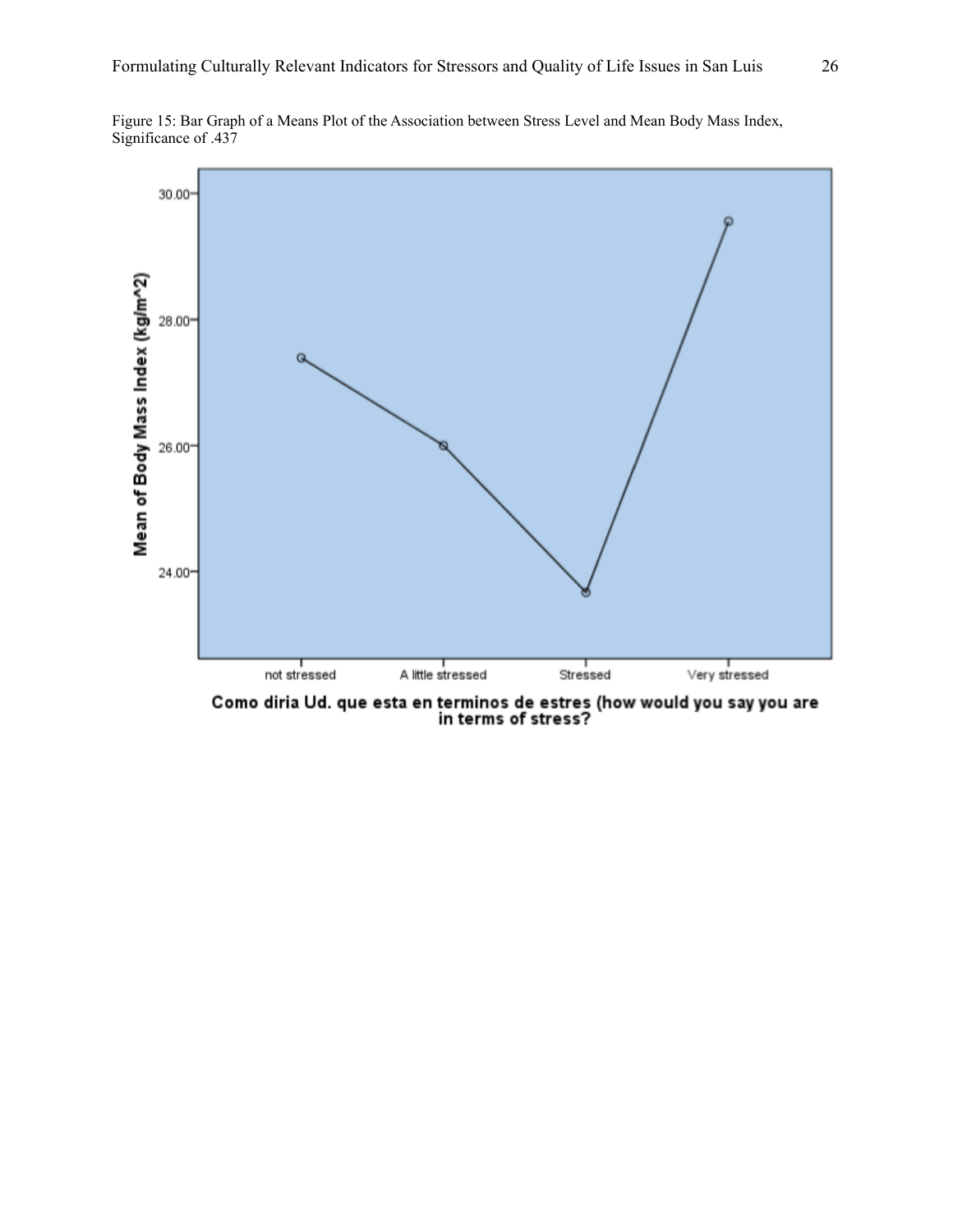Figure 15: Bar Graph of a Means Plot of the Association between Stress Level and Mean Body Mass Index, Significance of .437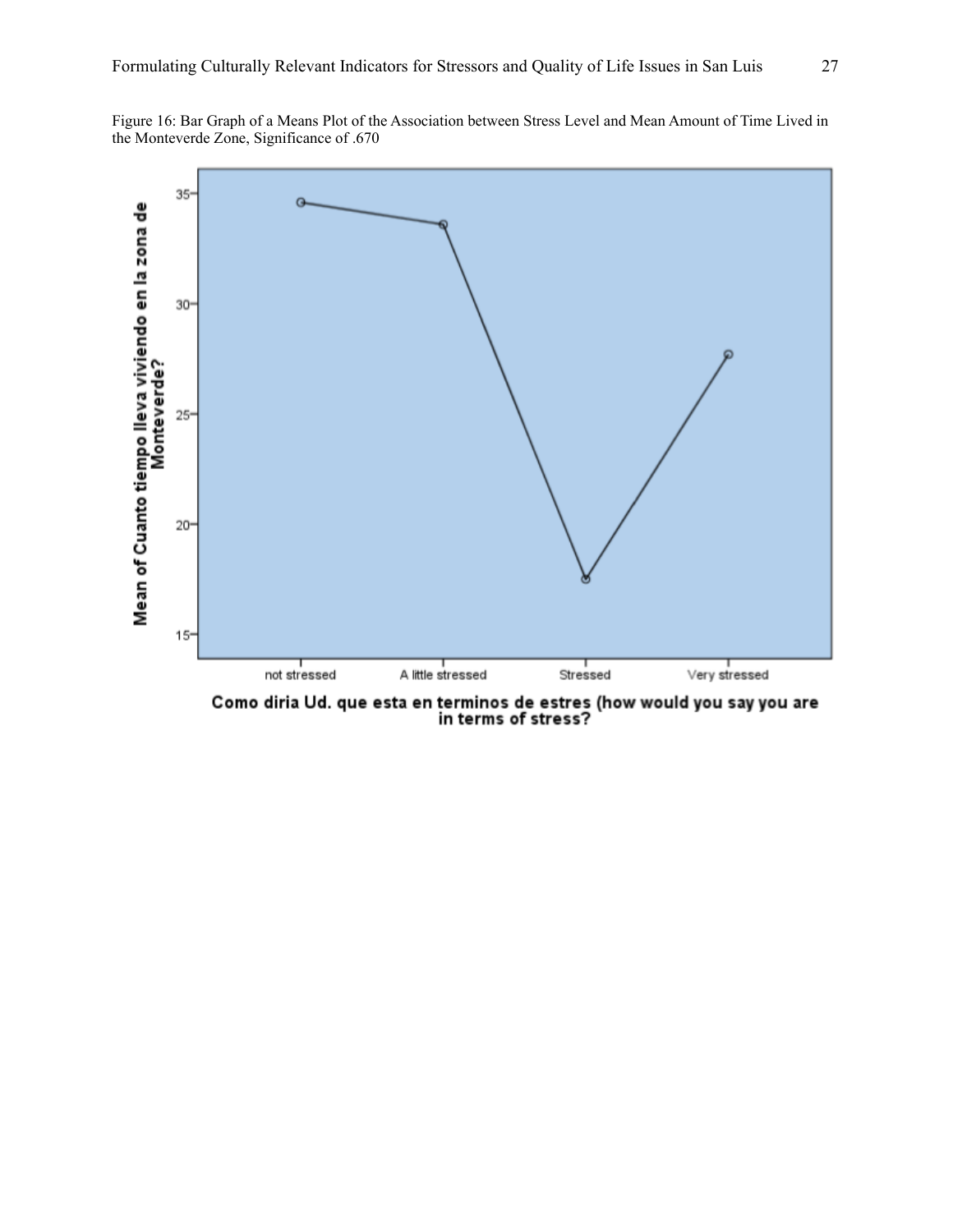Figure 16: Bar Graph of a Means Plot of the Association between Stress Level and Mean Amount of Time Lived in the Monteverde Zone, Significance of .670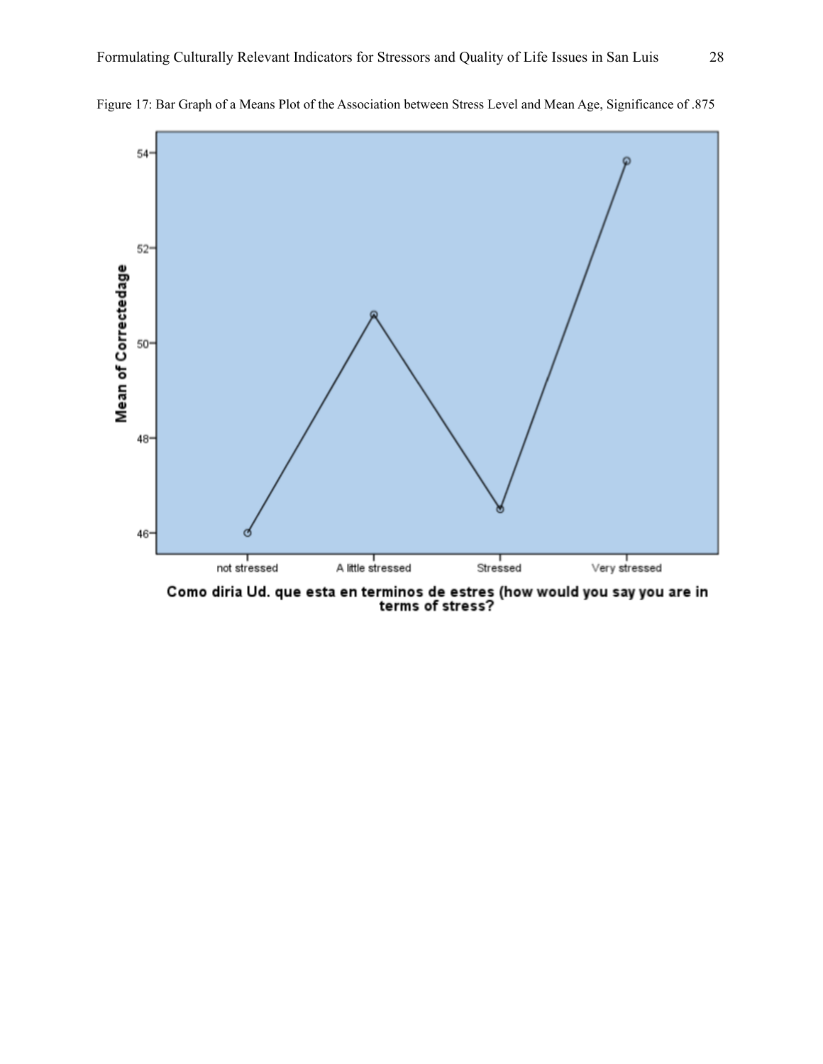Figure 17: Bar Graph of a Means Plot of the Association between Stress Level and Mean Age, Significance of .875

54
52
50
48
46

Mean of Correctedage

not stressed
A little stressed
Stressed
Very stressed

Como diria Ud. que esta en terminos de estres (how would you say you are in terms of stress?